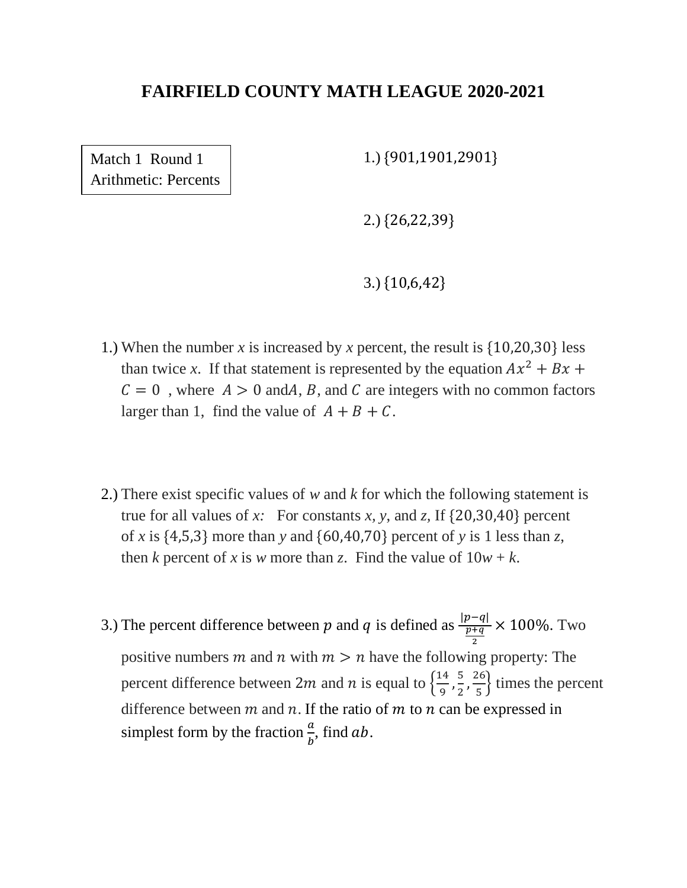# FAIRFIELD COUNTY MATH LEAGUE 2020-2021

Match 1 Round 1
Arithmetic: Percents

1.) $\{901,1901,2901\}$

2.) $\{26,22,39\}$

3.) $\{10,6,42\}$

1.) When the number *x* is increased by *x* percent, the result is $\{10,20,30\}$ less than twice *x*. If that statement is represented by the equation $Ax^2 + Bx + C = 0$ , where $A > 0$ and $A$, $B$, and $C$ are integers with no common factors larger than 1, find the value of $A + B + C$.

2.) There exist specific values of *w* and *k* for which the following statement is true for all values of *x:* For constants *x*, *y*, and *z*, If $\{20,30,40\}$ percent of *x* is $\{4,5,3\}$ more than *y* and $\{60,40,70\}$ percent of *y* is 1 less than *z*, then *k* percent of *x* is *w* more than *z*. Find the value of $10w + k$.

3.) The percent difference between $p$ and $q$ is defined as $\frac{|p-q|}{\frac{p+q}{2}} \times 100\%$. Two positive numbers $m$ and $n$ with $m > n$ have the following property: The percent difference between $2m$ and $n$ is equal to $\left\{\frac{14}{9}, \frac{5}{2}, \frac{26}{5}\right\}$ times the percent difference between $m$ and $n$. If the ratio of $m$ to $n$ can be expressed in simplest form by the fraction $\frac{a}{b}$, find $ab$.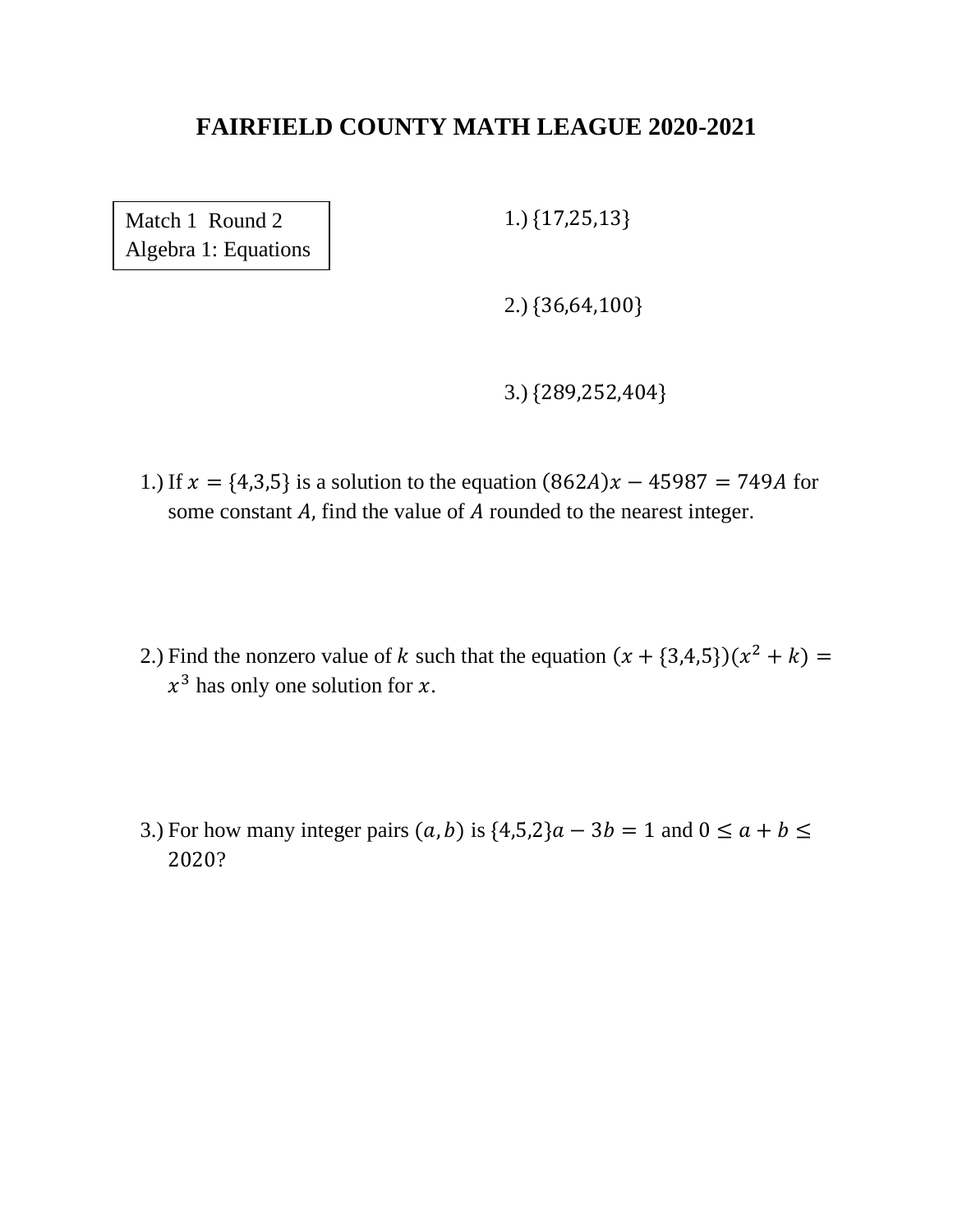# FAIRFIELD COUNTY MATH LEAGUE 2020-2021

Match 1 Round 2
Algebra 1: Equations

1.) $\{17,25,13\}$

2.) $\{36,64,100\}$

3.) $\{289,252,404\}$

1.) If $x = \{4,3,5\}$ is a solution to the equation $(862A)x - 45987 = 749A$ for some constant $A$, find the value of $A$ rounded to the nearest integer.

2.) Find the nonzero value of $k$ such that the equation $(x + \{3,4,5\})(x^2 + k) = x^3$ has only one solution for $x$.

3.) For how many integer pairs $(a, b)$ is $\{4,5,2\}a - 3b = 1$ and $0 \leq a + b \leq 2020$?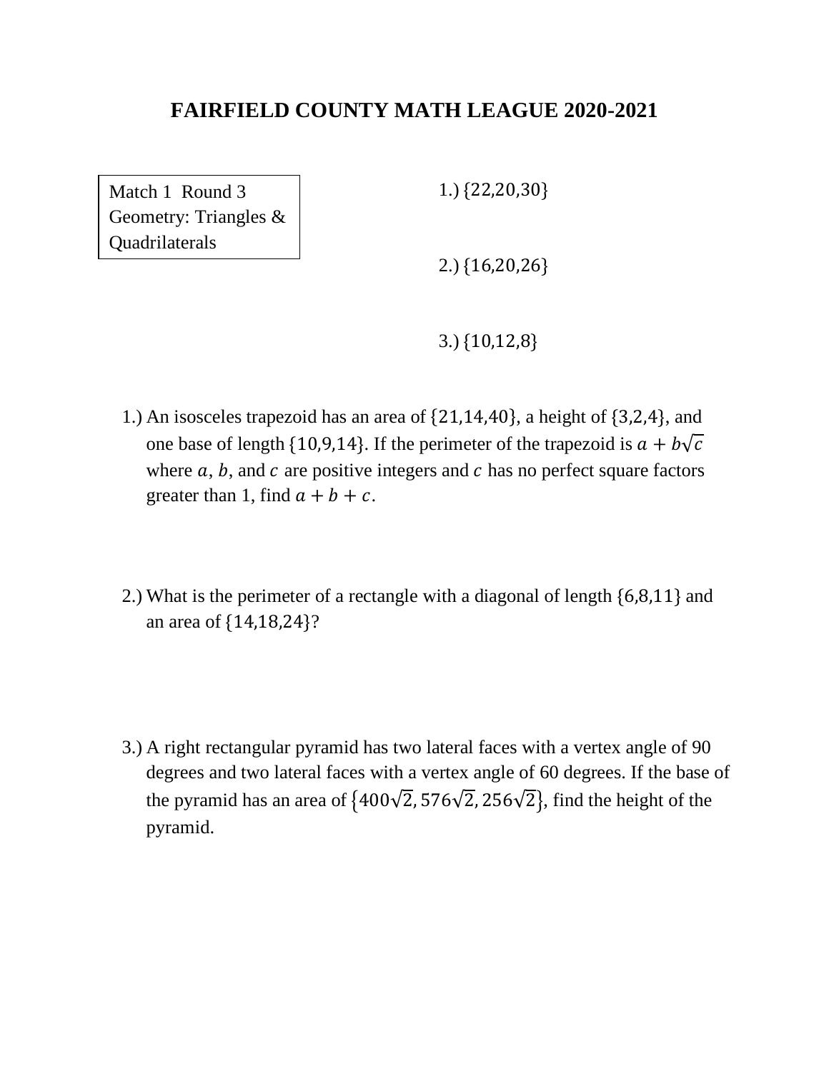# FAIRFIELD COUNTY MATH LEAGUE 2020-2021

Match 1 Round 3
Geometry: Triangles & Quadrilaterals

1.) $\{22,20,30\}$

2.) $\{16,20,26\}$

3.) $\{10,12,8\}$

1.) An isosceles trapezoid has an area of $\{21,14,40\}$, a height of $\{3,2,4\}$, and one base of length $\{10,9,14\}$. If the perimeter of the trapezoid is $a + b\sqrt{c}$ where $a$, $b$, and $c$ are positive integers and $c$ has no perfect square factors greater than 1, find $a + b + c$.

2.) What is the perimeter of a rectangle with a diagonal of length $\{6,8,11\}$ and an area of $\{14,18,24\}$?

3.) A right rectangular pyramid has two lateral faces with a vertex angle of 90 degrees and two lateral faces with a vertex angle of 60 degrees. If the base of the pyramid has an area of $\{400\sqrt{2}, 576\sqrt{2}, 256\sqrt{2}\}$, find the height of the pyramid.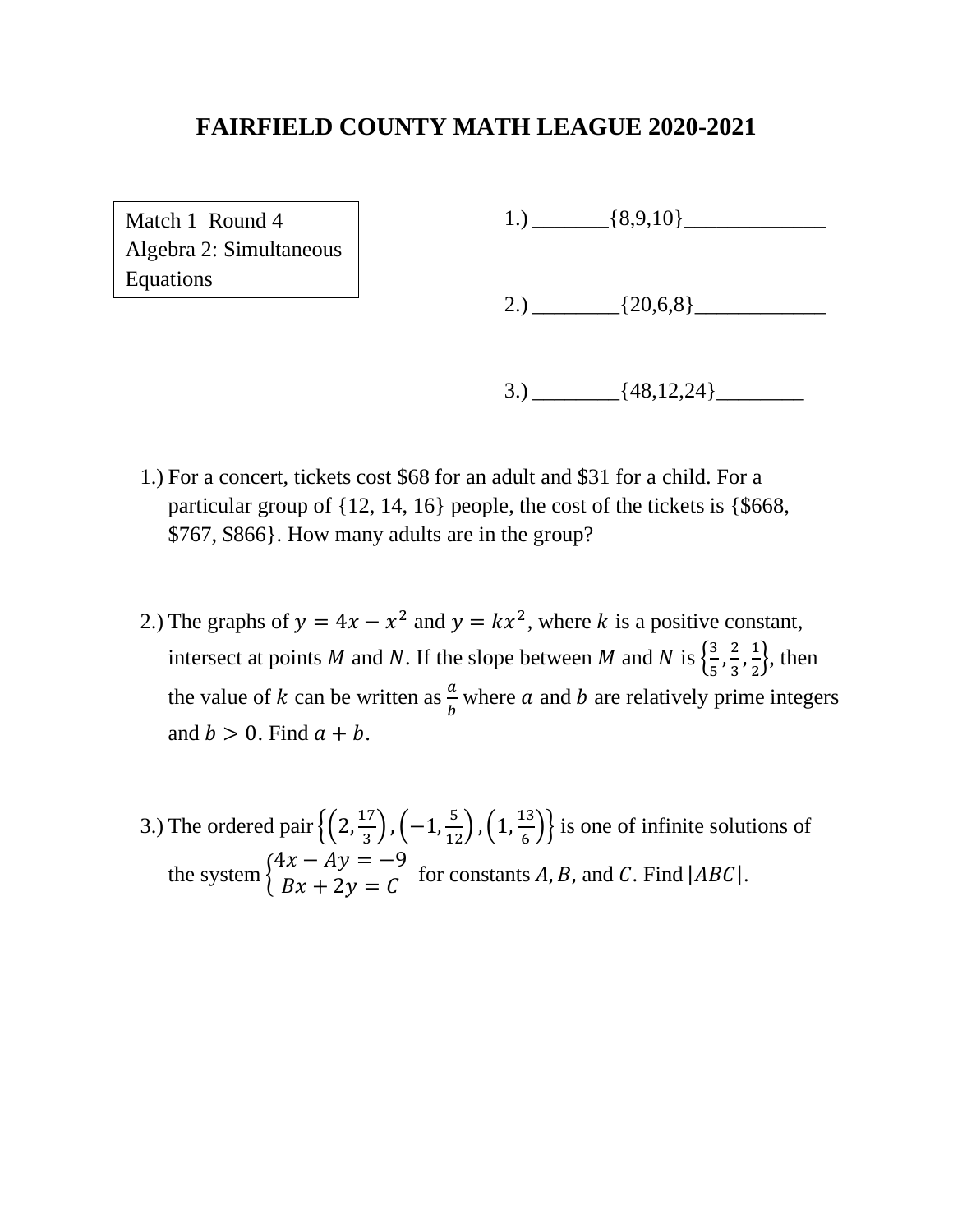# FAIRFIELD COUNTY MATH LEAGUE 2020-2021

Match 1 Round 4
Algebra 2: Simultaneous Equations

1.) \_\_\_\_\_\_\_{8,9,10}\_\_\_\_\_\_\_\_\_\_\_\_\_

2.) \_\_\_\_\_\_\_\_{20,6,8}\_\_\_\_\_\_\_\_\_\_\_\_

3.) \_\_\_\_\_\_\_\_{48,12,24}\_\_\_\_\_\_\_\_

1.) For a concert, tickets cost $68 for an adult and $31 for a child. For a particular group of {12, 14, 16} people, the cost of the tickets is {$668, $767, $866}. How many adults are in the group?

2.) The graphs of $y = 4x - x^2$ and $y = kx^2$, where $k$ is a positive constant, intersect at points $M$ and $N$. If the slope between $M$ and $N$ is $\left\{\frac{3}{5}, \frac{2}{3}, \frac{1}{2}\right\}$, then the value of $k$ can be written as $\frac{a}{b}$ where $a$ and $b$ are relatively prime integers and $b > 0$. Find $a + b$.

3.) The ordered pair $\left\{\left(2, \frac{17}{3}\right), \left(-1, \frac{5}{12}\right), \left(1, \frac{13}{6}\right)\right\}$ is one of infinite solutions of the system $\begin{cases} 4x - Ay = -9 \\ Bx + 2y = C \end{cases}$ for constants $A, B,$ and $C$. Find $|ABC|$.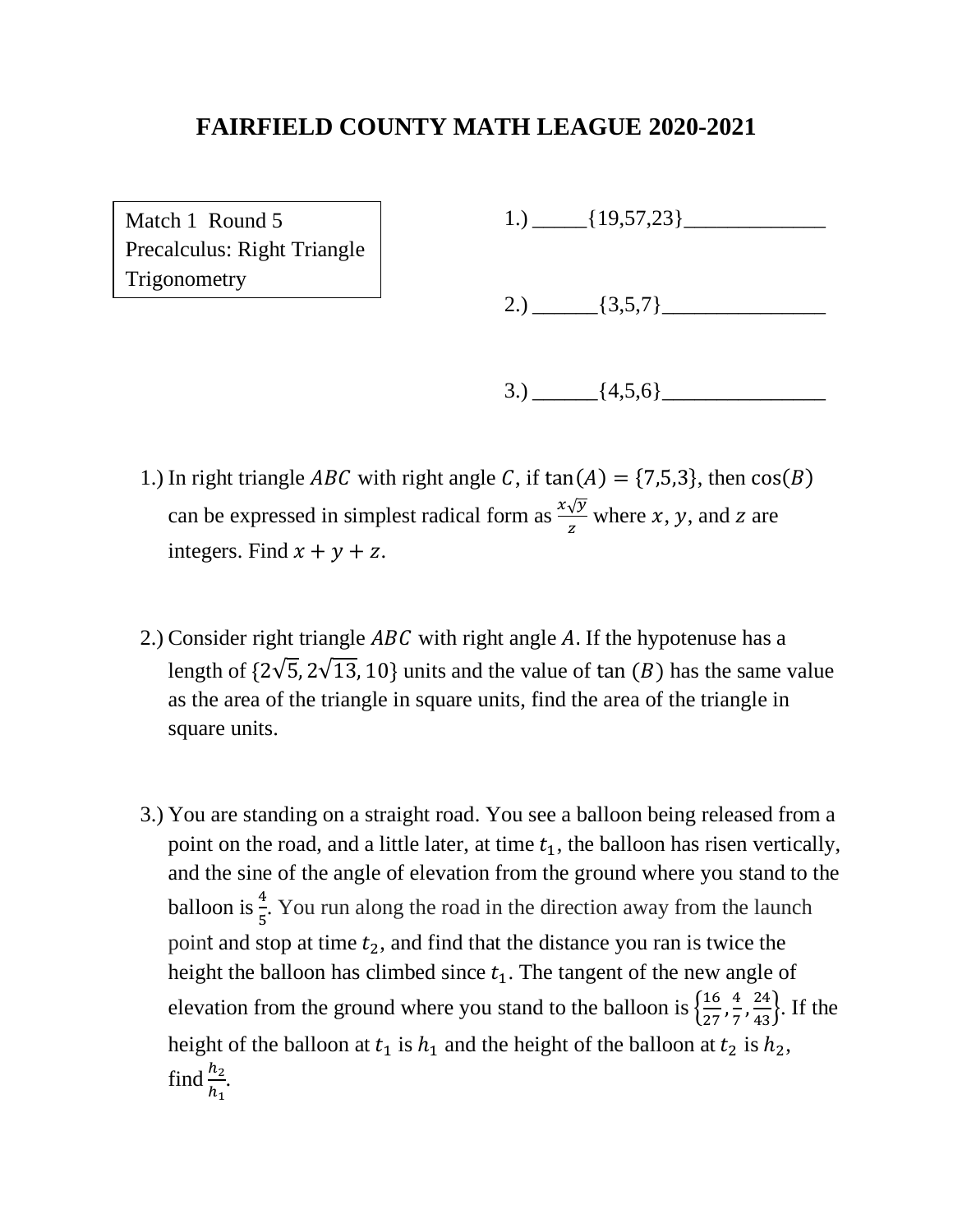# FAIRFIELD COUNTY MATH LEAGUE 2020-2021

Match 1 Round 5
Precalculus: Right Triangle Trigonometry

1.) _____{19,57,23}_____________

2.) ______{3,5,7}_______________

3.) ______{4,5,6}_______________

1.) In right triangle $ABC$ with right angle $C$, if $\tan(A) = \{7,5,3\}$, then $\cos(B)$ can be expressed in simplest radical form as $\frac{x\sqrt{y}}{z}$ where $x$, $y$, and $z$ are integers. Find $x + y + z$.

2.) Consider right triangle $ABC$ with right angle $A$. If the hypotenuse has a length of $\{2\sqrt{5}, 2\sqrt{13}, 10\}$ units and the value of $\tan(B)$ has the same value as the area of the triangle in square units, find the area of the triangle in square units.

3.) You are standing on a straight road. You see a balloon being released from a point on the road, and a little later, at time $t_1$, the balloon has risen vertically, and the sine of the angle of elevation from the ground where you stand to the balloon is $\frac{4}{5}$. You run along the road in the direction away from the launch point and stop at time $t_2$, and find that the distance you ran is twice the height the balloon has climbed since $t_1$. The tangent of the new angle of elevation from the ground where you stand to the balloon is $\left\{\frac{16}{27}, \frac{4}{7}, \frac{24}{43}\right\}$. If the height of the balloon at $t_1$ is $h_1$ and the height of the balloon at $t_2$ is $h_2$, find $\frac{h_2}{h_1}$.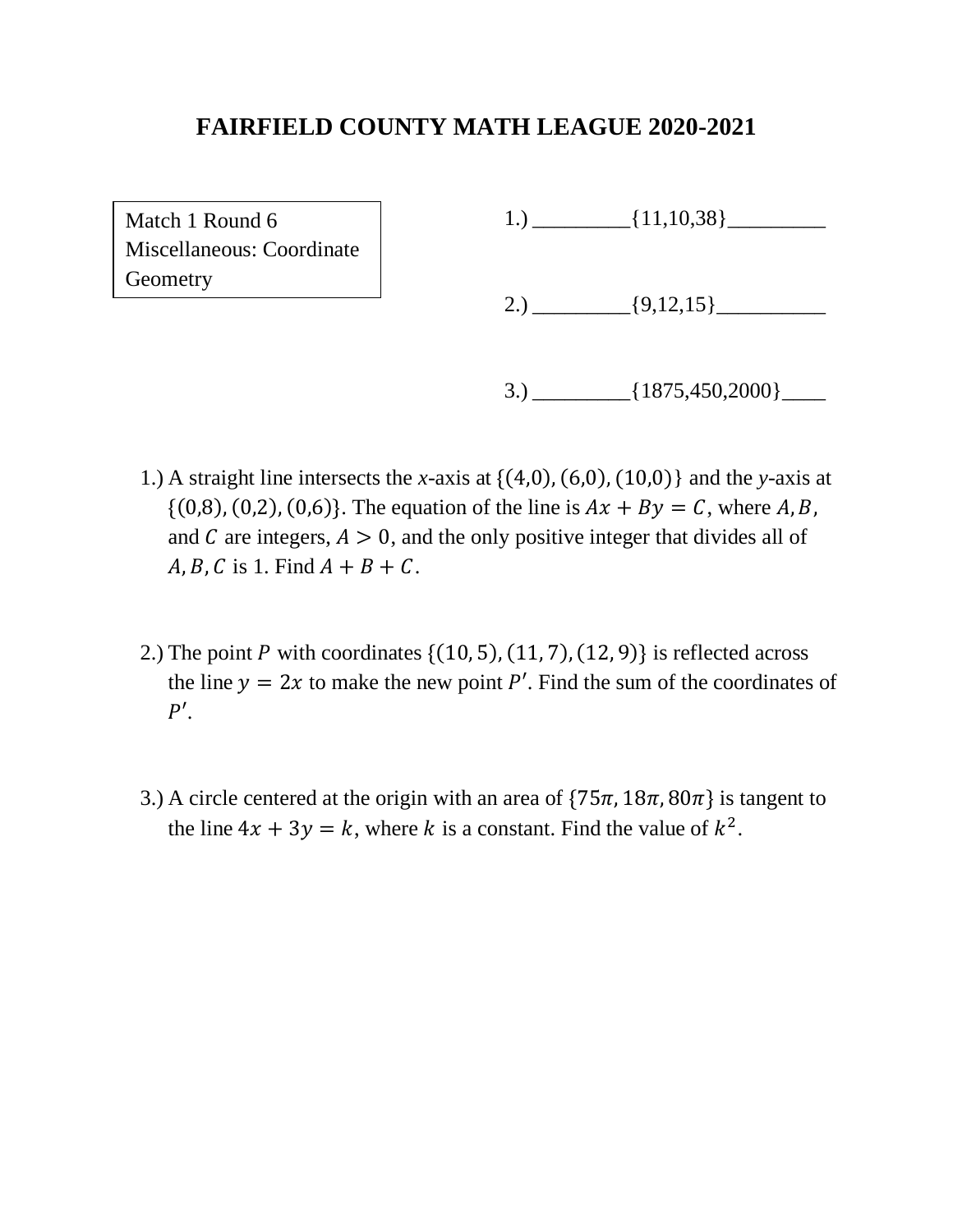# FAIRFIELD COUNTY MATH LEAGUE 2020-2021

Match 1 Round 6
Miscellaneous: Coordinate Geometry

1.) _________{11,10,38}_________

2.) _________{9,12,15}__________

3.) _________{1875,450,2000}____

1.) A straight line intersects the $x$-axis at $\{(4,0), (6,0), (10,0)\}$ and the $y$-axis at $\{(0,8), (0,2), (0,6)\}$. The equation of the line is $Ax + By = C$, where $A, B$, and $C$ are integers, $A > 0$, and the only positive integer that divides all of $A, B, C$ is 1. Find $A + B + C$.

2.) The point $P$ with coordinates $\{(10, 5), (11, 7), (12, 9)\}$ is reflected across the line $y = 2x$ to make the new point $P'$. Find the sum of the coordinates of $P'$.

3.) A circle centered at the origin with an area of $\{75\pi, 18\pi, 80\pi\}$ is tangent to the line $4x + 3y = k$, where $k$ is a constant. Find the value of $k^2$.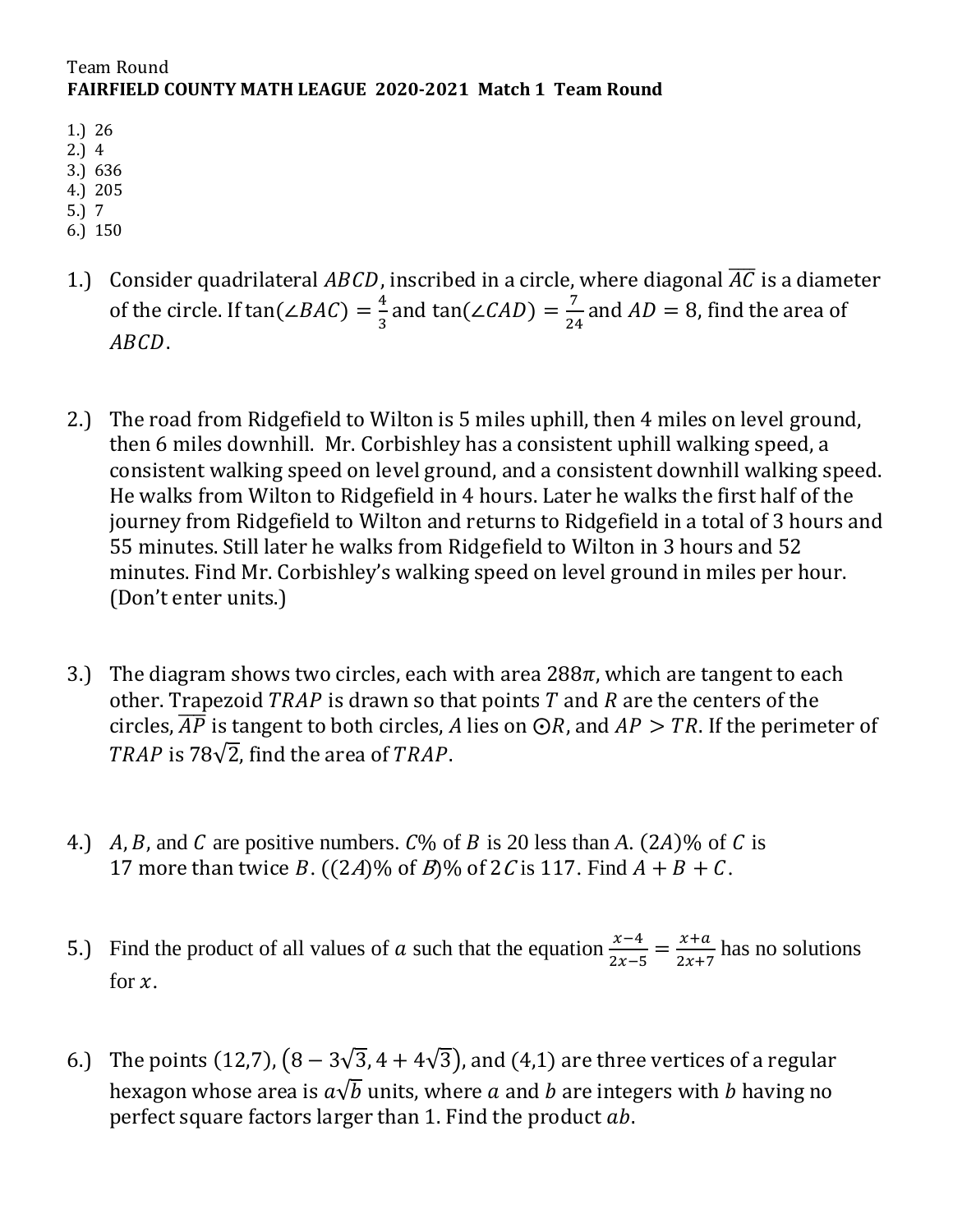Team Round

**FAIRFIELD COUNTY MATH LEAGUE 2020-2021 Match 1 Team Round**

1.) 26
2.) 4
3.) 636
4.) 205
5.) 7
6.) 150

1.) Consider quadrilateral $ABCD$, inscribed in a circle, where diagonal $\overline{AC}$ is a diameter of the circle. If $\tan(\angle BAC) = \frac{4}{3}$ and $\tan(\angle CAD) = \frac{7}{24}$ and $AD = 8$, find the area of $ABCD$.

2.) The road from Ridgefield to Wilton is 5 miles uphill, then 4 miles on level ground, then 6 miles downhill. Mr. Corbishley has a consistent uphill walking speed, a consistent walking speed on level ground, and a consistent downhill walking speed. He walks from Wilton to Ridgefield in 4 hours. Later he walks the first half of the journey from Ridgefield to Wilton and returns to Ridgefield in a total of 3 hours and 55 minutes. Still later he walks from Ridgefield to Wilton in 3 hours and 52 minutes. Find Mr. Corbishley's walking speed on level ground in miles per hour. (Don't enter units.)

3.) The diagram shows two circles, each with area $288\pi$, which are tangent to each other. Trapezoid $TRAP$ is drawn so that points $T$ and $R$ are the centers of the circles, $\overline{AP}$ is tangent to both circles, $A$ lies on $\odot R$, and $AP > TR$. If the perimeter of $TRAP$ is $78\sqrt{2}$, find the area of $TRAP$.

4.) $A$, $B$, and $C$ are positive numbers. $C$% of $B$ is 20 less than $A$. $(2A)$% of $C$ is 17 more than twice $B$. $((2A)$% of $B)$% of $2C$ is 117. Find $A + B + C$.

5.) Find the product of all values of $a$ such that the equation $\frac{x-4}{2x-5} = \frac{x+a}{2x+7}$ has no solutions for $x$.

6.) The points $(12,7)$, $(8 - 3\sqrt{3}, 4 + 4\sqrt{3})$, and $(4,1)$ are three vertices of a regular hexagon whose area is $a\sqrt{b}$ units, where $a$ and $b$ are integers with $b$ having no perfect square factors larger than 1. Find the product $ab$.